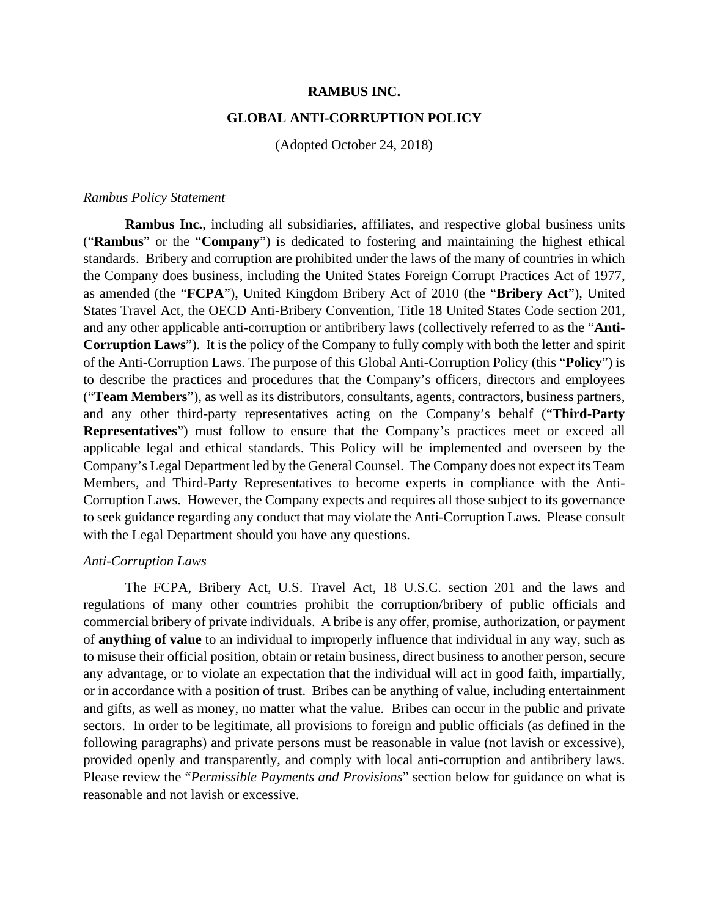# RAMBUS INC.

## GLOBAL ANTI-CORRUPTION POLICY

(Adopted October 24, 2018)

*Rambus Policy Statement*

**Rambus Inc.**, including all subsidiaries, affiliates, and respective global business units ("**Rambus**" or the "**Company**") is dedicated to fostering and maintaining the highest ethical standards. Bribery and corruption are prohibited under the laws of the many of countries in which the Company does business, including the United States Foreign Corrupt Practices Act of 1977, as amended (the "**FCPA**"), United Kingdom Bribery Act of 2010 (the "**Bribery Act**"), United States Travel Act, the OECD Anti-Bribery Convention, Title 18 United States Code section 201, and any other applicable anti-corruption or antibribery laws (collectively referred to as the "**Anti-Corruption Laws**"). It is the policy of the Company to fully comply with both the letter and spirit of the Anti-Corruption Laws. The purpose of this Global Anti-Corruption Policy (this "**Policy**") is to describe the practices and procedures that the Company's officers, directors and employees ("**Team Members**"), as well as its distributors, consultants, agents, contractors, business partners, and any other third-party representatives acting on the Company's behalf ("**Third-Party Representatives**") must follow to ensure that the Company's practices meet or exceed all applicable legal and ethical standards. This Policy will be implemented and overseen by the Company's Legal Department led by the General Counsel. The Company does not expect its Team Members, and Third-Party Representatives to become experts in compliance with the Anti-Corruption Laws. However, the Company expects and requires all those subject to its governance to seek guidance regarding any conduct that may violate the Anti-Corruption Laws. Please consult with the Legal Department should you have any questions.

*Anti-Corruption Laws*

The FCPA, Bribery Act, U.S. Travel Act, 18 U.S.C. section 201 and the laws and regulations of many other countries prohibit the corruption/bribery of public officials and commercial bribery of private individuals. A bribe is any offer, promise, authorization, or payment of **anything of value** to an individual to improperly influence that individual in any way, such as to misuse their official position, obtain or retain business, direct business to another person, secure any advantage, or to violate an expectation that the individual will act in good faith, impartially, or in accordance with a position of trust. Bribes can be anything of value, including entertainment and gifts, as well as money, no matter what the value. Bribes can occur in the public and private sectors. In order to be legitimate, all provisions to foreign and public officials (as defined in the following paragraphs) and private persons must be reasonable in value (not lavish or excessive), provided openly and transparently, and comply with local anti-corruption and antibribery laws. Please review the "*Permissible Payments and Provisions*" section below for guidance on what is reasonable and not lavish or excessive.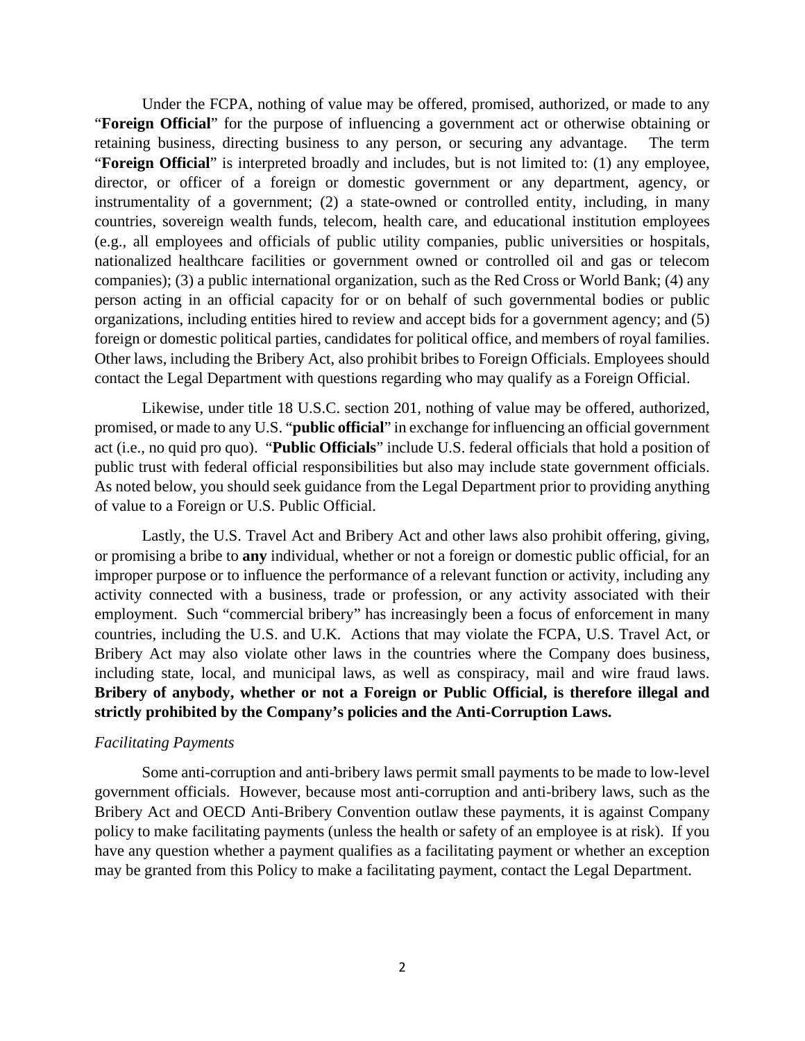Under the FCPA, nothing of value may be offered, promised, authorized, or made to any "**Foreign Official**" for the purpose of influencing a government act or otherwise obtaining or retaining business, directing business to any person, or securing any advantage. The term "**Foreign Official**" is interpreted broadly and includes, but is not limited to: (1) any employee, director, or officer of a foreign or domestic government or any department, agency, or instrumentality of a government; (2) a state-owned or controlled entity, including, in many countries, sovereign wealth funds, telecom, health care, and educational institution employees (e.g., all employees and officials of public utility companies, public universities or hospitals, nationalized healthcare facilities or government owned or controlled oil and gas or telecom companies); (3) a public international organization, such as the Red Cross or World Bank; (4) any person acting in an official capacity for or on behalf of such governmental bodies or public organizations, including entities hired to review and accept bids for a government agency; and (5) foreign or domestic political parties, candidates for political office, and members of royal families. Other laws, including the Bribery Act, also prohibit bribes to Foreign Officials. Employees should contact the Legal Department with questions regarding who may qualify as a Foreign Official.

Likewise, under title 18 U.S.C. section 201, nothing of value may be offered, authorized, promised, or made to any U.S. "**public official**" in exchange for influencing an official government act (i.e., no quid pro quo). "**Public Officials**" include U.S. federal officials that hold a position of public trust with federal official responsibilities but also may include state government officials. As noted below, you should seek guidance from the Legal Department prior to providing anything of value to a Foreign or U.S. Public Official.

Lastly, the U.S. Travel Act and Bribery Act and other laws also prohibit offering, giving, or promising a bribe to **any** individual, whether or not a foreign or domestic public official, for an improper purpose or to influence the performance of a relevant function or activity, including any activity connected with a business, trade or profession, or any activity associated with their employment. Such "commercial bribery" has increasingly been a focus of enforcement in many countries, including the U.S. and U.K. Actions that may violate the FCPA, U.S. Travel Act, or Bribery Act may also violate other laws in the countries where the Company does business, including state, local, and municipal laws, as well as conspiracy, mail and wire fraud laws. **Bribery of anybody, whether or not a Foreign or Public Official, is therefore illegal and strictly prohibited by the Company's policies and the Anti-Corruption Laws.**

*Facilitating Payments*

Some anti-corruption and anti-bribery laws permit small payments to be made to low-level government officials. However, because most anti-corruption and anti-bribery laws, such as the Bribery Act and OECD Anti-Bribery Convention outlaw these payments, it is against Company policy to make facilitating payments (unless the health or safety of an employee is at risk). If you have any question whether a payment qualifies as a facilitating payment or whether an exception may be granted from this Policy to make a facilitating payment, contact the Legal Department.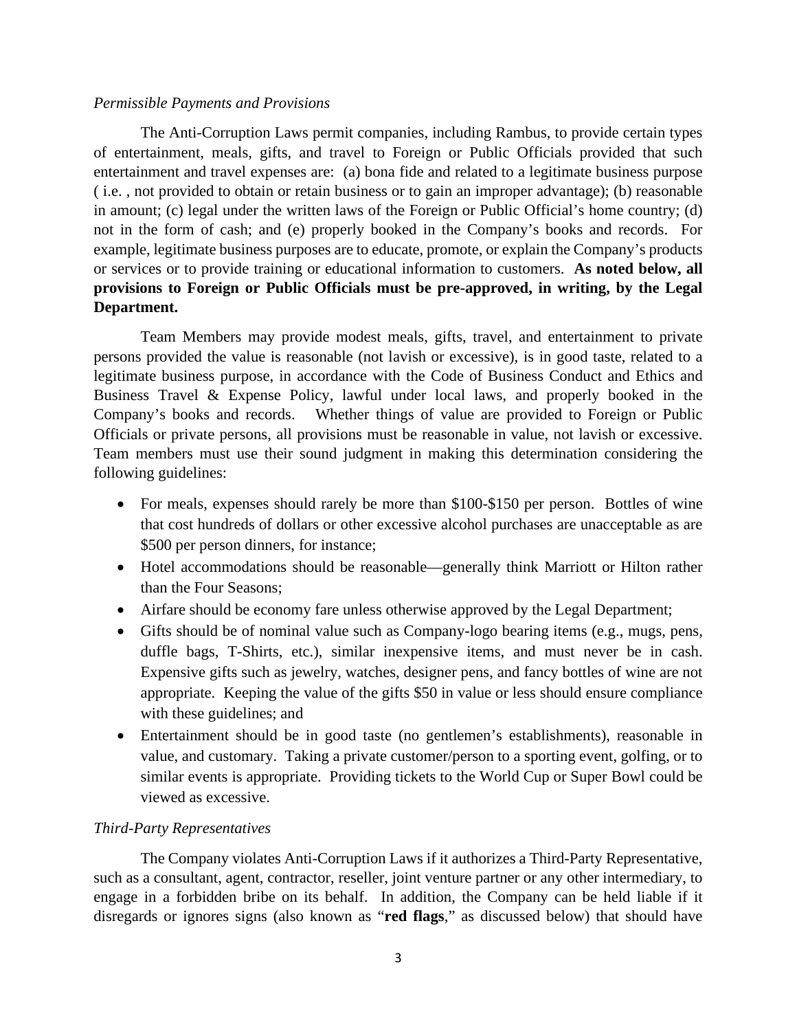*Permissible Payments and Provisions*

The Anti-Corruption Laws permit companies, including Rambus, to provide certain types of entertainment, meals, gifts, and travel to Foreign or Public Officials provided that such entertainment and travel expenses are: (a) bona fide and related to a legitimate business purpose ( i.e. , not provided to obtain or retain business or to gain an improper advantage); (b) reasonable in amount; (c) legal under the written laws of the Foreign or Public Official's home country; (d) not in the form of cash; and (e) properly booked in the Company's books and records. For example, legitimate business purposes are to educate, promote, or explain the Company's products or services or to provide training or educational information to customers. **As noted below, all provisions to Foreign or Public Officials must be pre-approved, in writing, by the Legal Department.**

Team Members may provide modest meals, gifts, travel, and entertainment to private persons provided the value is reasonable (not lavish or excessive), is in good taste, related to a legitimate business purpose, in accordance with the Code of Business Conduct and Ethics and Business Travel & Expense Policy, lawful under local laws, and properly booked in the Company's books and records. Whether things of value are provided to Foreign or Public Officials or private persons, all provisions must be reasonable in value, not lavish or excessive. Team members must use their sound judgment in making this determination considering the following guidelines:

- For meals, expenses should rarely be more than $100-$150 per person. Bottles of wine that cost hundreds of dollars or other excessive alcohol purchases are unacceptable as are $500 per person dinners, for instance;
- Hotel accommodations should be reasonable—generally think Marriott or Hilton rather than the Four Seasons;
- Airfare should be economy fare unless otherwise approved by the Legal Department;
- Gifts should be of nominal value such as Company-logo bearing items (e.g., mugs, pens, duffle bags, T-Shirts, etc.), similar inexpensive items, and must never be in cash. Expensive gifts such as jewelry, watches, designer pens, and fancy bottles of wine are not appropriate. Keeping the value of the gifts $50 in value or less should ensure compliance with these guidelines; and
- Entertainment should be in good taste (no gentlemen's establishments), reasonable in value, and customary. Taking a private customer/person to a sporting event, golfing, or to similar events is appropriate. Providing tickets to the World Cup or Super Bowl could be viewed as excessive.

*Third-Party Representatives*

The Company violates Anti-Corruption Laws if it authorizes a Third-Party Representative, such as a consultant, agent, contractor, reseller, joint venture partner or any other intermediary, to engage in a forbidden bribe on its behalf. In addition, the Company can be held liable if it disregards or ignores signs (also known as "**red flags**," as discussed below) that should have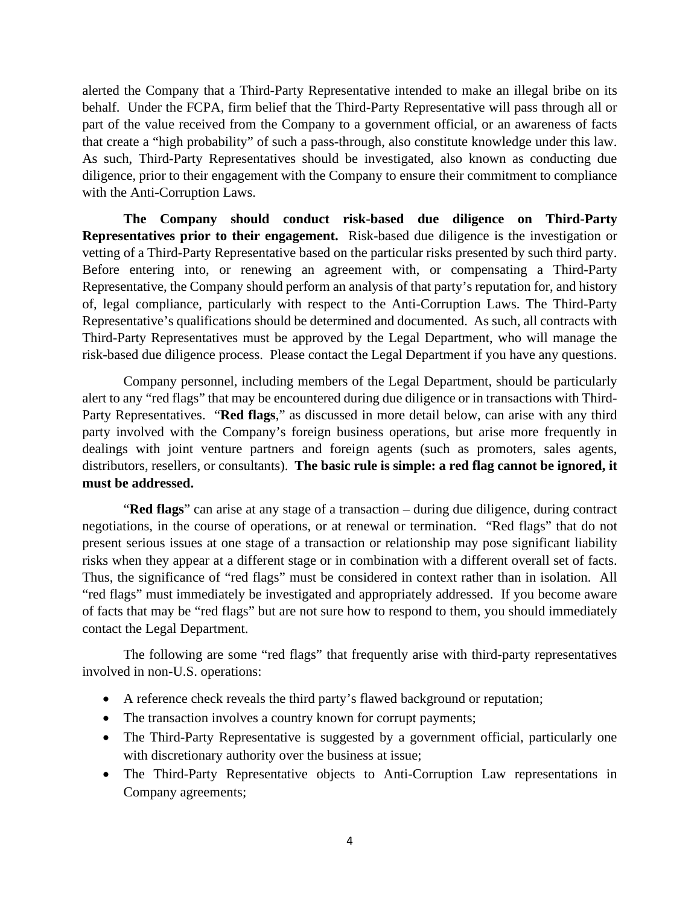alerted the Company that a Third-Party Representative intended to make an illegal bribe on its behalf. Under the FCPA, firm belief that the Third-Party Representative will pass through all or part of the value received from the Company to a government official, or an awareness of facts that create a "high probability" of such a pass-through, also constitute knowledge under this law. As such, Third-Party Representatives should be investigated, also known as conducting due diligence, prior to their engagement with the Company to ensure their commitment to compliance with the Anti-Corruption Laws.

**The Company should conduct risk-based due diligence on Third-Party Representatives prior to their engagement.** Risk-based due diligence is the investigation or vetting of a Third-Party Representative based on the particular risks presented by such third party. Before entering into, or renewing an agreement with, or compensating a Third-Party Representative, the Company should perform an analysis of that party's reputation for, and history of, legal compliance, particularly with respect to the Anti-Corruption Laws. The Third-Party Representative's qualifications should be determined and documented. As such, all contracts with Third-Party Representatives must be approved by the Legal Department, who will manage the risk-based due diligence process. Please contact the Legal Department if you have any questions.

Company personnel, including members of the Legal Department, should be particularly alert to any "red flags" that may be encountered during due diligence or in transactions with Third-Party Representatives. "**Red flags**," as discussed in more detail below, can arise with any third party involved with the Company's foreign business operations, but arise more frequently in dealings with joint venture partners and foreign agents (such as promoters, sales agents, distributors, resellers, or consultants). **The basic rule is simple: a red flag cannot be ignored, it must be addressed.**

"**Red flags**" can arise at any stage of a transaction – during due diligence, during contract negotiations, in the course of operations, or at renewal or termination. "Red flags" that do not present serious issues at one stage of a transaction or relationship may pose significant liability risks when they appear at a different stage or in combination with a different overall set of facts. Thus, the significance of "red flags" must be considered in context rather than in isolation. All "red flags" must immediately be investigated and appropriately addressed. If you become aware of facts that may be "red flags" but are not sure how to respond to them, you should immediately contact the Legal Department.

The following are some "red flags" that frequently arise with third-party representatives involved in non-U.S. operations:

- A reference check reveals the third party's flawed background or reputation;
- The transaction involves a country known for corrupt payments;
- The Third-Party Representative is suggested by a government official, particularly one with discretionary authority over the business at issue;
- The Third-Party Representative objects to Anti-Corruption Law representations in Company agreements;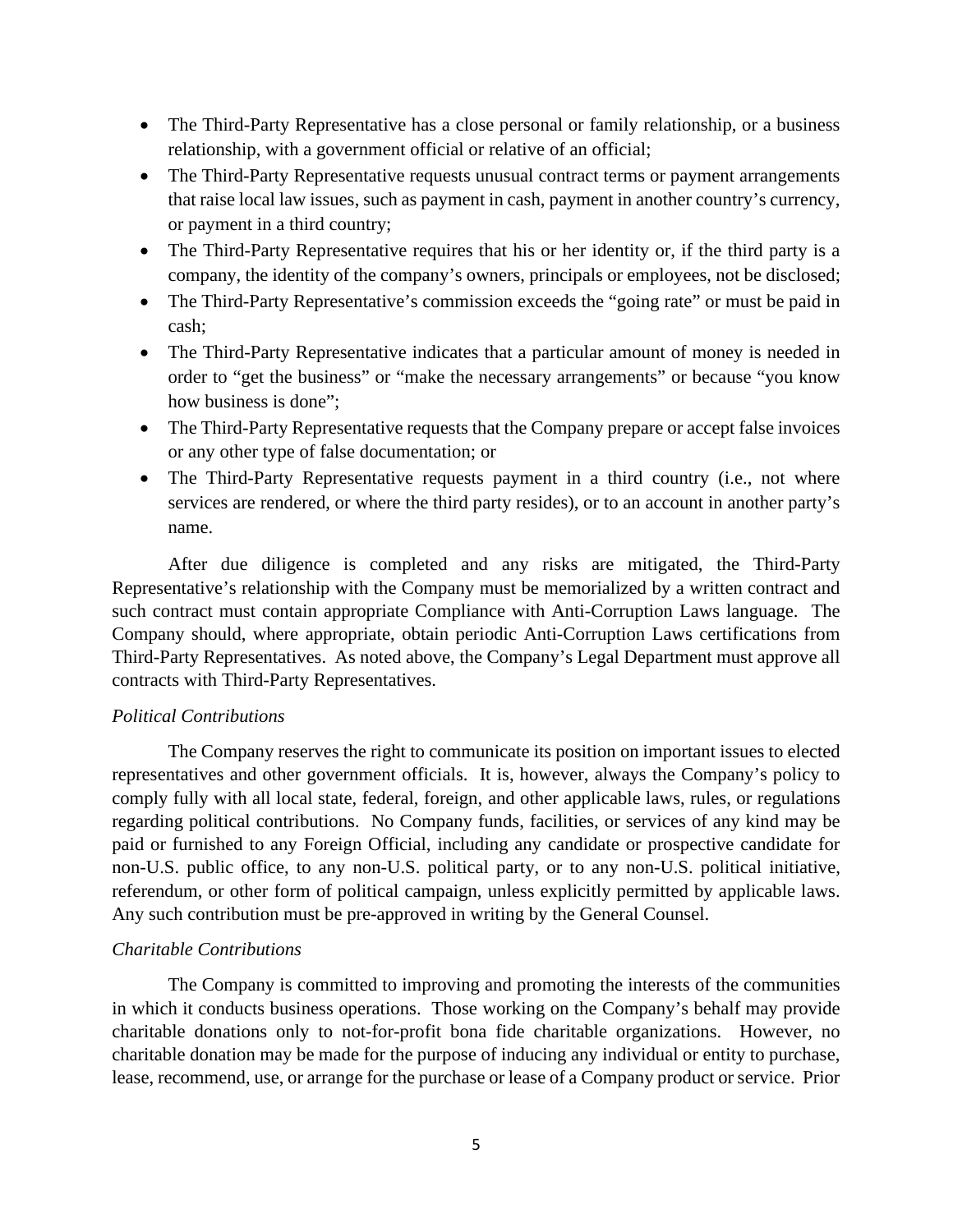- The Third-Party Representative has a close personal or family relationship, or a business relationship, with a government official or relative of an official;
- The Third-Party Representative requests unusual contract terms or payment arrangements that raise local law issues, such as payment in cash, payment in another country's currency, or payment in a third country;
- The Third-Party Representative requires that his or her identity or, if the third party is a company, the identity of the company's owners, principals or employees, not be disclosed;
- The Third-Party Representative's commission exceeds the "going rate" or must be paid in cash;
- The Third-Party Representative indicates that a particular amount of money is needed in order to "get the business" or "make the necessary arrangements" or because "you know how business is done";
- The Third-Party Representative requests that the Company prepare or accept false invoices or any other type of false documentation; or
- The Third-Party Representative requests payment in a third country (i.e., not where services are rendered, or where the third party resides), or to an account in another party's name.

After due diligence is completed and any risks are mitigated, the Third-Party Representative's relationship with the Company must be memorialized by a written contract and such contract must contain appropriate Compliance with Anti-Corruption Laws language. The Company should, where appropriate, obtain periodic Anti-Corruption Laws certifications from Third-Party Representatives. As noted above, the Company's Legal Department must approve all contracts with Third-Party Representatives.

*Political Contributions*

The Company reserves the right to communicate its position on important issues to elected representatives and other government officials. It is, however, always the Company's policy to comply fully with all local state, federal, foreign, and other applicable laws, rules, or regulations regarding political contributions. No Company funds, facilities, or services of any kind may be paid or furnished to any Foreign Official, including any candidate or prospective candidate for non-U.S. public office, to any non-U.S. political party, or to any non-U.S. political initiative, referendum, or other form of political campaign, unless explicitly permitted by applicable laws. Any such contribution must be pre-approved in writing by the General Counsel.

*Charitable Contributions*

The Company is committed to improving and promoting the interests of the communities in which it conducts business operations. Those working on the Company's behalf may provide charitable donations only to not-for-profit bona fide charitable organizations. However, no charitable donation may be made for the purpose of inducing any individual or entity to purchase, lease, recommend, use, or arrange for the purchase or lease of a Company product or service. Prior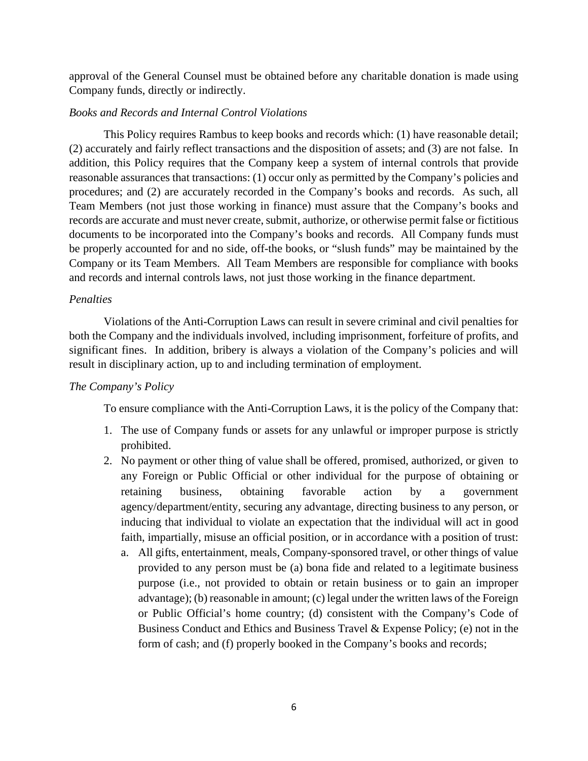approval of the General Counsel must be obtained before any charitable donation is made using Company funds, directly or indirectly.

*Books and Records and Internal Control Violations*

This Policy requires Rambus to keep books and records which: (1) have reasonable detail; (2) accurately and fairly reflect transactions and the disposition of assets; and (3) are not false. In addition, this Policy requires that the Company keep a system of internal controls that provide reasonable assurances that transactions: (1) occur only as permitted by the Company's policies and procedures; and (2) are accurately recorded in the Company's books and records. As such, all Team Members (not just those working in finance) must assure that the Company's books and records are accurate and must never create, submit, authorize, or otherwise permit false or fictitious documents to be incorporated into the Company's books and records. All Company funds must be properly accounted for and no side, off-the books, or "slush funds" may be maintained by the Company or its Team Members. All Team Members are responsible for compliance with books and records and internal controls laws, not just those working in the finance department.

*Penalties*

Violations of the Anti-Corruption Laws can result in severe criminal and civil penalties for both the Company and the individuals involved, including imprisonment, forfeiture of profits, and significant fines. In addition, bribery is always a violation of the Company's policies and will result in disciplinary action, up to and including termination of employment.

*The Company's Policy*

To ensure compliance with the Anti-Corruption Laws, it is the policy of the Company that:

1. The use of Company funds or assets for any unlawful or improper purpose is strictly prohibited.
2. No payment or other thing of value shall be offered, promised, authorized, or given to any Foreign or Public Official or other individual for the purpose of obtaining or retaining business, obtaining favorable action by a government agency/department/entity, securing any advantage, directing business to any person, or inducing that individual to violate an expectation that the individual will act in good faith, impartially, misuse an official position, or in accordance with a position of trust:
   a. All gifts, entertainment, meals, Company-sponsored travel, or other things of value provided to any person must be (a) bona fide and related to a legitimate business purpose (i.e., not provided to obtain or retain business or to gain an improper advantage); (b) reasonable in amount; (c) legal under the written laws of the Foreign or Public Official's home country; (d) consistent with the Company's Code of Business Conduct and Ethics and Business Travel & Expense Policy; (e) not in the form of cash; and (f) properly booked in the Company's books and records;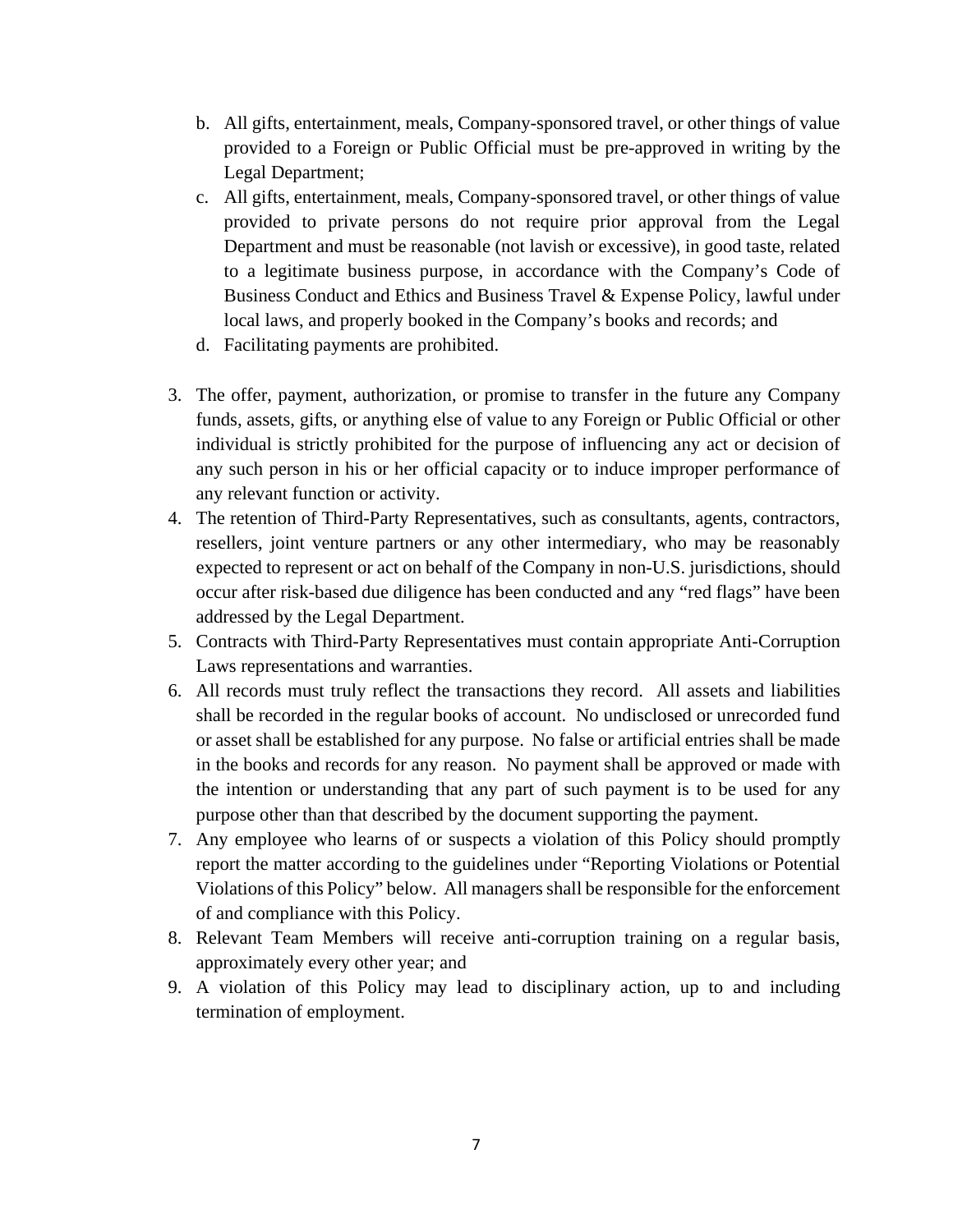b. All gifts, entertainment, meals, Company-sponsored travel, or other things of value provided to a Foreign or Public Official must be pre-approved in writing by the Legal Department;
c. All gifts, entertainment, meals, Company-sponsored travel, or other things of value provided to private persons do not require prior approval from the Legal Department and must be reasonable (not lavish or excessive), in good taste, related to a legitimate business purpose, in accordance with the Company's Code of Business Conduct and Ethics and Business Travel & Expense Policy, lawful under local laws, and properly booked in the Company's books and records; and
d. Facilitating payments are prohibited.

3. The offer, payment, authorization, or promise to transfer in the future any Company funds, assets, gifts, or anything else of value to any Foreign or Public Official or other individual is strictly prohibited for the purpose of influencing any act or decision of any such person in his or her official capacity or to induce improper performance of any relevant function or activity.
4. The retention of Third-Party Representatives, such as consultants, agents, contractors, resellers, joint venture partners or any other intermediary, who may be reasonably expected to represent or act on behalf of the Company in non-U.S. jurisdictions, should occur after risk-based due diligence has been conducted and any "red flags" have been addressed by the Legal Department.
5. Contracts with Third-Party Representatives must contain appropriate Anti-Corruption Laws representations and warranties.
6. All records must truly reflect the transactions they record. All assets and liabilities shall be recorded in the regular books of account. No undisclosed or unrecorded fund or asset shall be established for any purpose. No false or artificial entries shall be made in the books and records for any reason. No payment shall be approved or made with the intention or understanding that any part of such payment is to be used for any purpose other than that described by the document supporting the payment.
7. Any employee who learns of or suspects a violation of this Policy should promptly report the matter according to the guidelines under "Reporting Violations or Potential Violations of this Policy" below. All managers shall be responsible for the enforcement of and compliance with this Policy.
8. Relevant Team Members will receive anti-corruption training on a regular basis, approximately every other year; and
9. A violation of this Policy may lead to disciplinary action, up to and including termination of employment.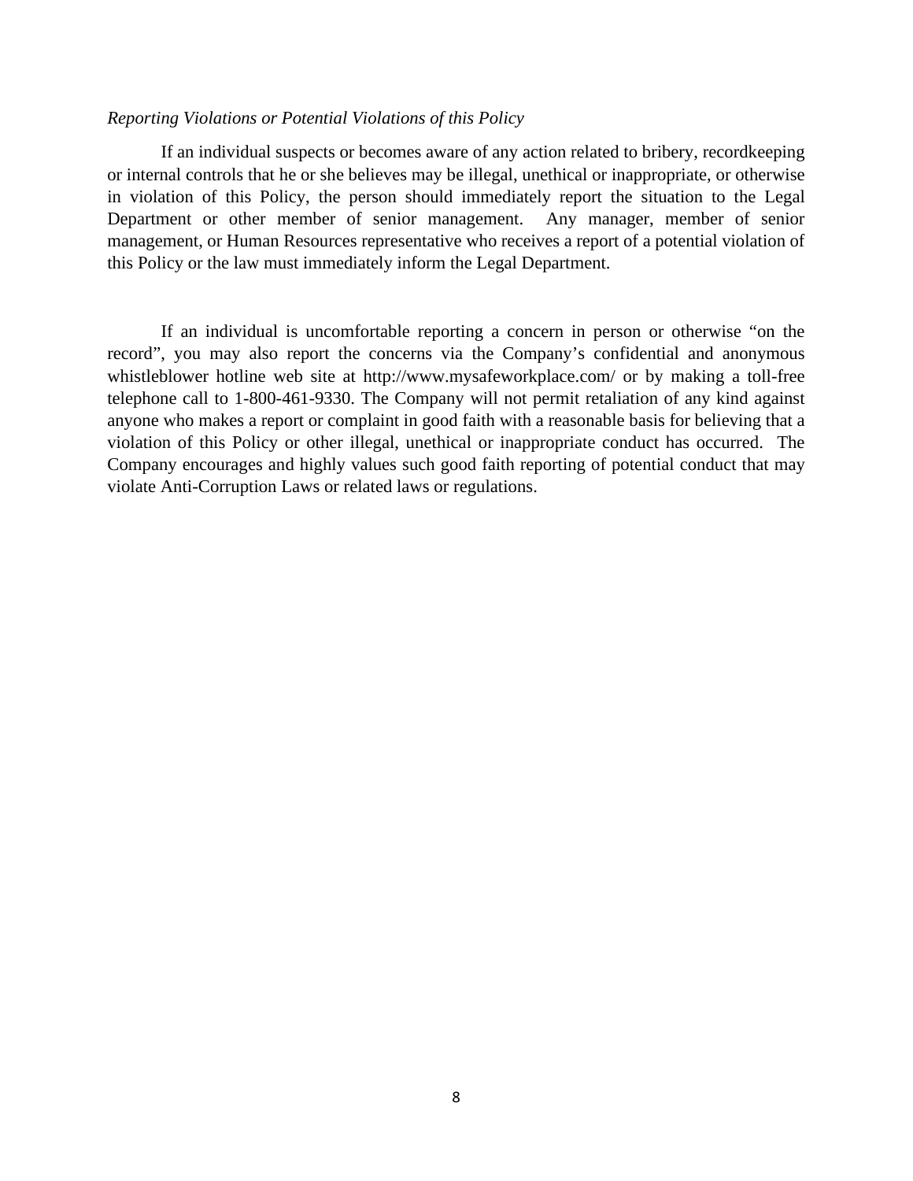*Reporting Violations or Potential Violations of this Policy*

If an individual suspects or becomes aware of any action related to bribery, recordkeeping or internal controls that he or she believes may be illegal, unethical or inappropriate, or otherwise in violation of this Policy, the person should immediately report the situation to the Legal Department or other member of senior management. Any manager, member of senior management, or Human Resources representative who receives a report of a potential violation of this Policy or the law must immediately inform the Legal Department.

If an individual is uncomfortable reporting a concern in person or otherwise "on the record", you may also report the concerns via the Company's confidential and anonymous whistleblower hotline web site at http://www.mysafeworkplace.com/ or by making a toll-free telephone call to 1-800-461-9330. The Company will not permit retaliation of any kind against anyone who makes a report or complaint in good faith with a reasonable basis for believing that a violation of this Policy or other illegal, unethical or inappropriate conduct has occurred. The Company encourages and highly values such good faith reporting of potential conduct that may violate Anti-Corruption Laws or related laws or regulations.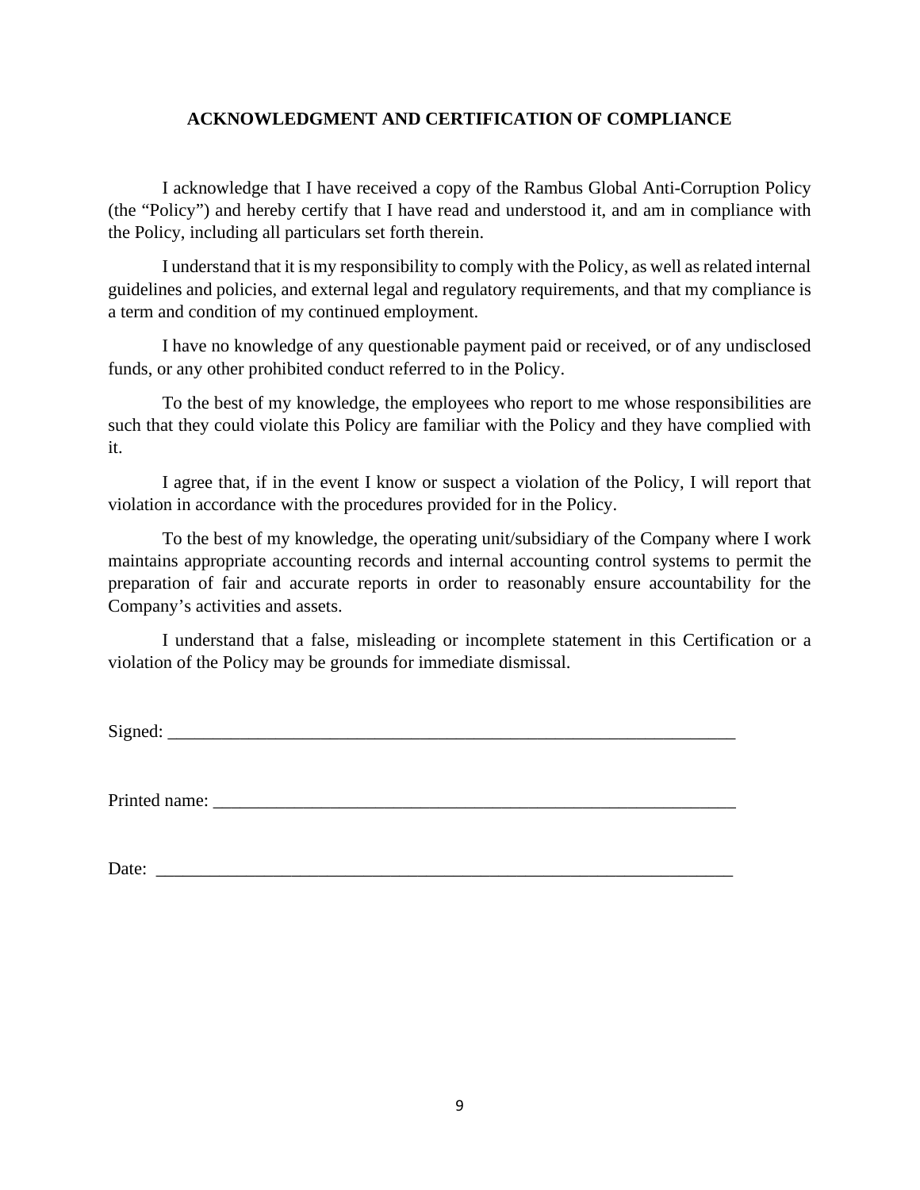## ACKNOWLEDGMENT AND CERTIFICATION OF COMPLIANCE

I acknowledge that I have received a copy of the Rambus Global Anti-Corruption Policy (the "Policy") and hereby certify that I have read and understood it, and am in compliance with the Policy, including all particulars set forth therein.

I understand that it is my responsibility to comply with the Policy, as well as related internal guidelines and policies, and external legal and regulatory requirements, and that my compliance is a term and condition of my continued employment.

I have no knowledge of any questionable payment paid or received, or of any undisclosed funds, or any other prohibited conduct referred to in the Policy.

To the best of my knowledge, the employees who report to me whose responsibilities are such that they could violate this Policy are familiar with the Policy and they have complied with it.

I agree that, if in the event I know or suspect a violation of the Policy, I will report that violation in accordance with the procedures provided for in the Policy.

To the best of my knowledge, the operating unit/subsidiary of the Company where I work maintains appropriate accounting records and internal accounting control systems to permit the preparation of fair and accurate reports in order to reasonably ensure accountability for the Company's activities and assets.

I understand that a false, misleading or incomplete statement in this Certification or a violation of the Policy may be grounds for immediate dismissal.

Signed: \_\_\_\_\_\_\_\_\_\_\_\_\_\_\_\_\_\_\_\_\_\_\_\_\_\_\_\_\_\_\_\_\_\_\_\_\_\_\_\_\_\_\_\_\_\_\_\_\_\_\_\_\_\_\_\_\_\_\_\_\_\_\_\_

Printed name: \_\_\_\_\_\_\_\_\_\_\_\_\_\_\_\_\_\_\_\_\_\_\_\_\_\_\_\_\_\_\_\_\_\_\_\_\_\_\_\_\_\_\_\_\_\_\_\_\_\_\_\_\_\_\_\_\_\_\_

Date: \_\_\_\_\_\_\_\_\_\_\_\_\_\_\_\_\_\_\_\_\_\_\_\_\_\_\_\_\_\_\_\_\_\_\_\_\_\_\_\_\_\_\_\_\_\_\_\_\_\_\_\_\_\_\_\_\_\_\_\_\_\_\_\_\_